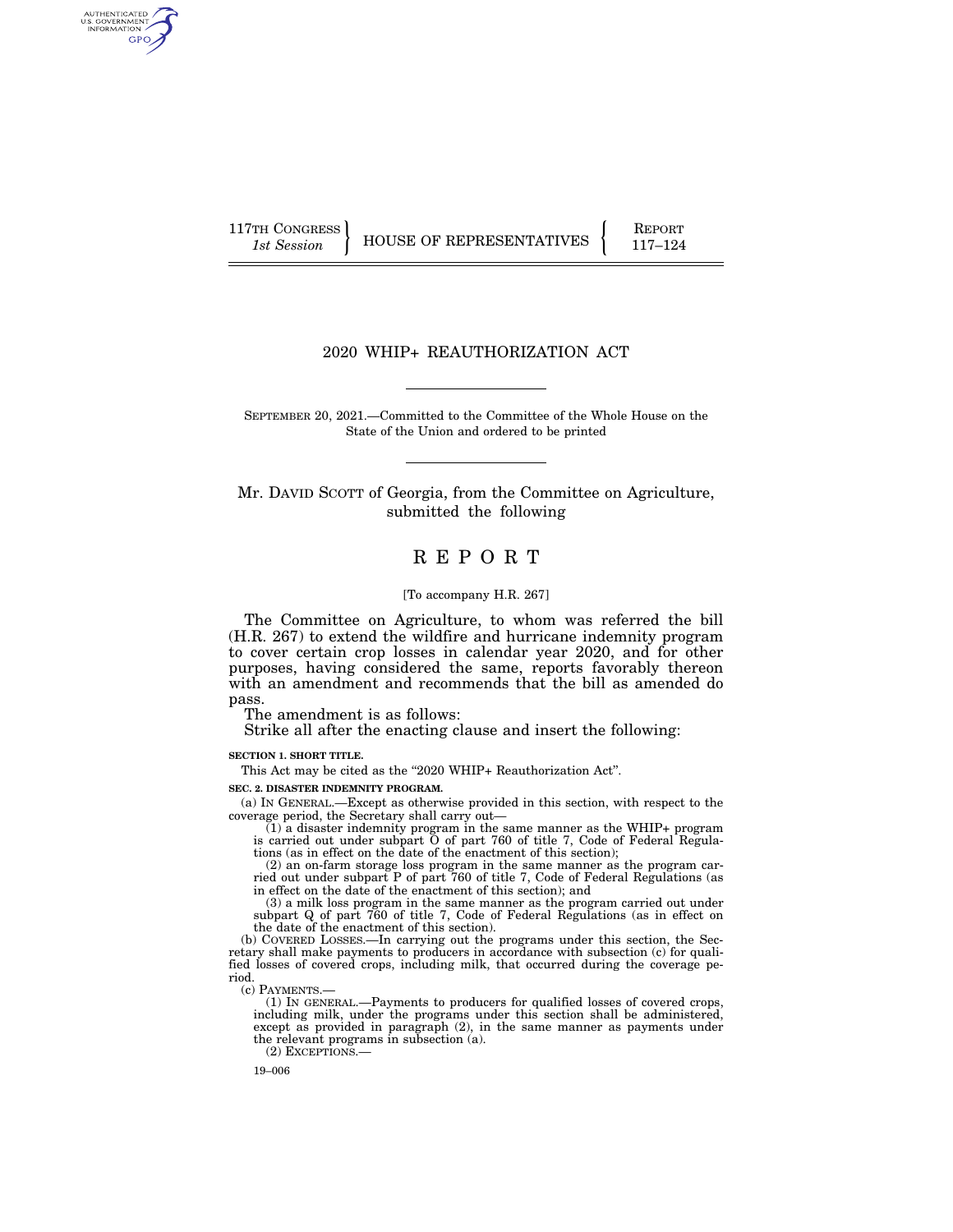117TH CONGRESS
*1st Session*

HOUSE OF REPRESENTATIVES

REPORT
117–124

# 2020 WHIP+ REAUTHORIZATION ACT

SEPTEMBER 20, 2021.—Committed to the Committee of the Whole House on the State of the Union and ordered to be printed

Mr. DAVID SCOTT of Georgia, from the Committee on Agriculture, submitted the following

# R E P O R T

[To accompany H.R. 267]

The Committee on Agriculture, to whom was referred the bill (H.R. 267) to extend the wildfire and hurricane indemnity program to cover certain crop losses in calendar year 2020, and for other purposes, having considered the same, reports favorably thereon with an amendment and recommends that the bill as amended do pass.

The amendment is as follows:

Strike all after the enacting clause and insert the following:

**SECTION 1. SHORT TITLE.**

This Act may be cited as the "2020 WHIP+ Reauthorization Act".

**SEC. 2. DISASTER INDEMNITY PROGRAM.**

(a) IN GENERAL.—Except as otherwise provided in this section, with respect to the coverage period, the Secretary shall carry out—

(1) a disaster indemnity program in the same manner as the WHIP+ program is carried out under subpart O of part 760 of title 7, Code of Federal Regulations (as in effect on the date of the enactment of this section);

(2) an on-farm storage loss program in the same manner as the program carried out under subpart P of part 760 of title 7, Code of Federal Regulations (as in effect on the date of the enactment of this section); and

(3) a milk loss program in the same manner as the program carried out under subpart Q of part 760 of title 7, Code of Federal Regulations (as in effect on the date of the enactment of this section).

(b) COVERED LOSSES.—In carrying out the programs under this section, the Secretary shall make payments to producers in accordance with subsection (c) for qualified losses of covered crops, including milk, that occurred during the coverage period.

(c) PAYMENTS.—

(1) IN GENERAL.—Payments to producers for qualified losses of covered crops, including milk, under the programs under this section shall be administered, except as provided in paragraph (2), in the same manner as payments under the relevant programs in subsection (a).

(2) EXCEPTIONS.—

19–006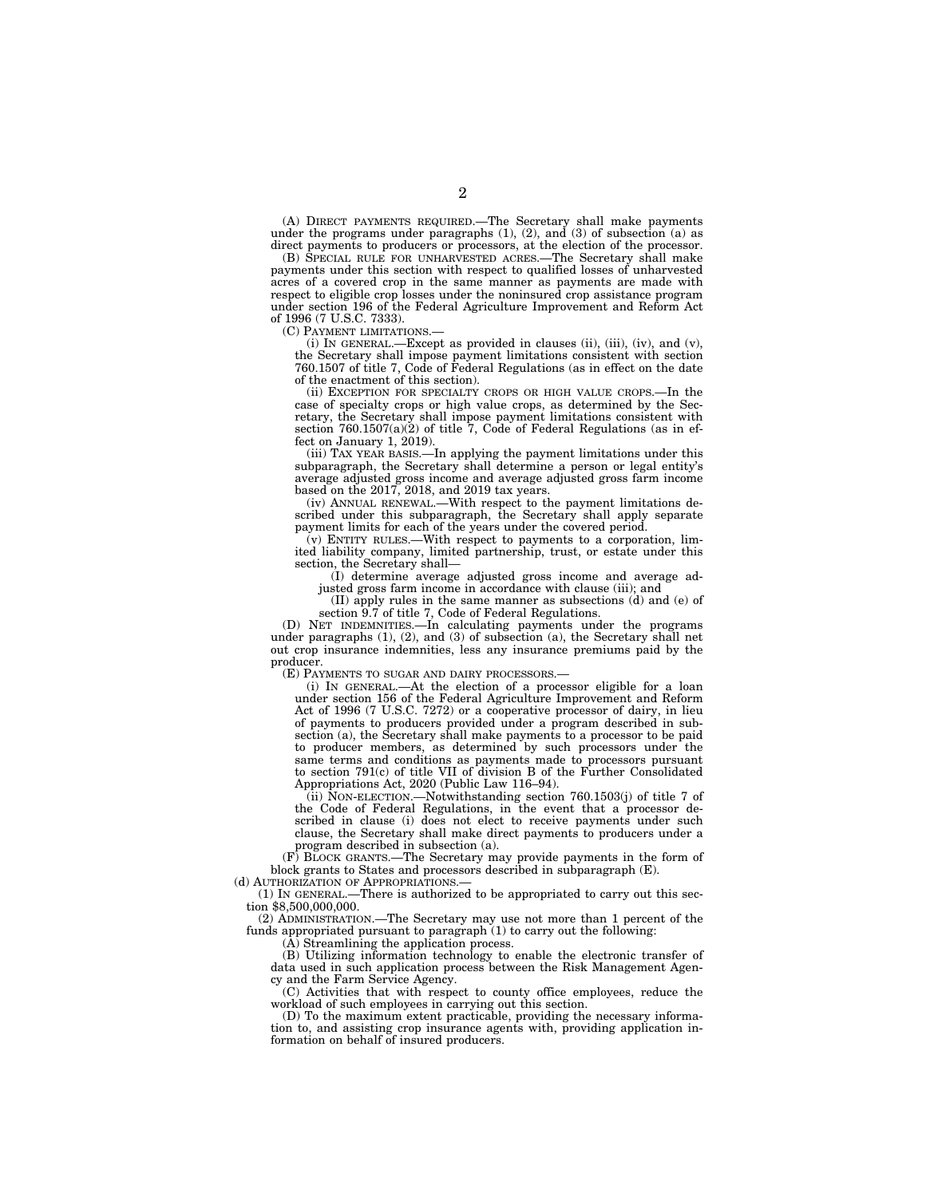(A) DIRECT PAYMENTS REQUIRED.—The Secretary shall make payments under the programs under paragraphs (1), (2), and (3) of subsection (a) as direct payments to producers or processors, at the election of the processor.

(B) SPECIAL RULE FOR UNHARVESTED ACRES.—The Secretary shall make payments under this section with respect to qualified losses of unharvested acres of a covered crop in the same manner as payments are made with respect to eligible crop losses under the noninsured crop assistance program under section 196 of the Federal Agriculture Improvement and Reform Act of 1996 (7 U.S.C. 7333).

(C) PAYMENT LIMITATIONS.—

(i) IN GENERAL.—Except as provided in clauses (ii), (iii), (iv), and (v), the Secretary shall impose payment limitations consistent with section 760.1507 of title 7, Code of Federal Regulations (as in effect on the date of the enactment of this section).

(ii) EXCEPTION FOR SPECIALTY CROPS OR HIGH VALUE CROPS.—In the case of specialty crops or high value crops, as determined by the Secretary, the Secretary shall impose payment limitations consistent with section 760.1507(a)(2) of title 7, Code of Federal Regulations (as in effect on January 1, 2019).

(iii) TAX YEAR BASIS.—In applying the payment limitations under this subparagraph, the Secretary shall determine a person or legal entity's average adjusted gross income and average adjusted gross farm income based on the 2017, 2018, and 2019 tax years.

(iv) ANNUAL RENEWAL.—With respect to the payment limitations described under this subparagraph, the Secretary shall apply separate payment limits for each of the years under the covered period.

(v) ENTITY RULES.—With respect to payments to a corporation, limited liability company, limited partnership, trust, or estate under this section, the Secretary shall—

(I) determine average adjusted gross income and average adjusted gross farm income in accordance with clause (iii); and

(II) apply rules in the same manner as subsections (d) and (e) of section 9.7 of title 7, Code of Federal Regulations.

(D) NET INDEMNITIES.—In calculating payments under the programs under paragraphs (1), (2), and (3) of subsection (a), the Secretary shall net out crop insurance indemnities, less any insurance premiums paid by the producer.

(E) PAYMENTS TO SUGAR AND DAIRY PROCESSORS.—

(i) IN GENERAL.—At the election of a processor eligible for a loan under section 156 of the Federal Agriculture Improvement and Reform Act of 1996 (7 U.S.C. 7272) or a cooperative processor of dairy, in lieu of payments to producers provided under a program described in subsection (a), the Secretary shall make payments to a processor to be paid to producer members, as determined by such processors under the same terms and conditions as payments made to processors pursuant to section 791(c) of title VII of division B of the Further Consolidated Appropriations Act, 2020 (Public Law 116–94).

(ii) NON-ELECTION.—Notwithstanding section 760.1503(j) of title 7 of the Code of Federal Regulations, in the event that a processor described in clause (i) does not elect to receive payments under such clause, the Secretary shall make direct payments to producers under a program described in subsection (a).

(F) BLOCK GRANTS.—The Secretary may provide payments in the form of block grants to States and processors described in subparagraph (E).

(d) AUTHORIZATION OF APPROPRIATIONS.—

(1) IN GENERAL.—There is authorized to be appropriated to carry out this section $8,500,000,000.

(2) ADMINISTRATION.—The Secretary may use not more than 1 percent of the funds appropriated pursuant to paragraph (1) to carry out the following:

(A) Streamlining the application process.

(B) Utilizing information technology to enable the electronic transfer of data used in such application process between the Risk Management Agency and the Farm Service Agency.

(C) Activities that with respect to county office employees, reduce the workload of such employees in carrying out this section.

(D) To the maximum extent practicable, providing the necessary information to, and assisting crop insurance agents with, providing application information on behalf of insured producers.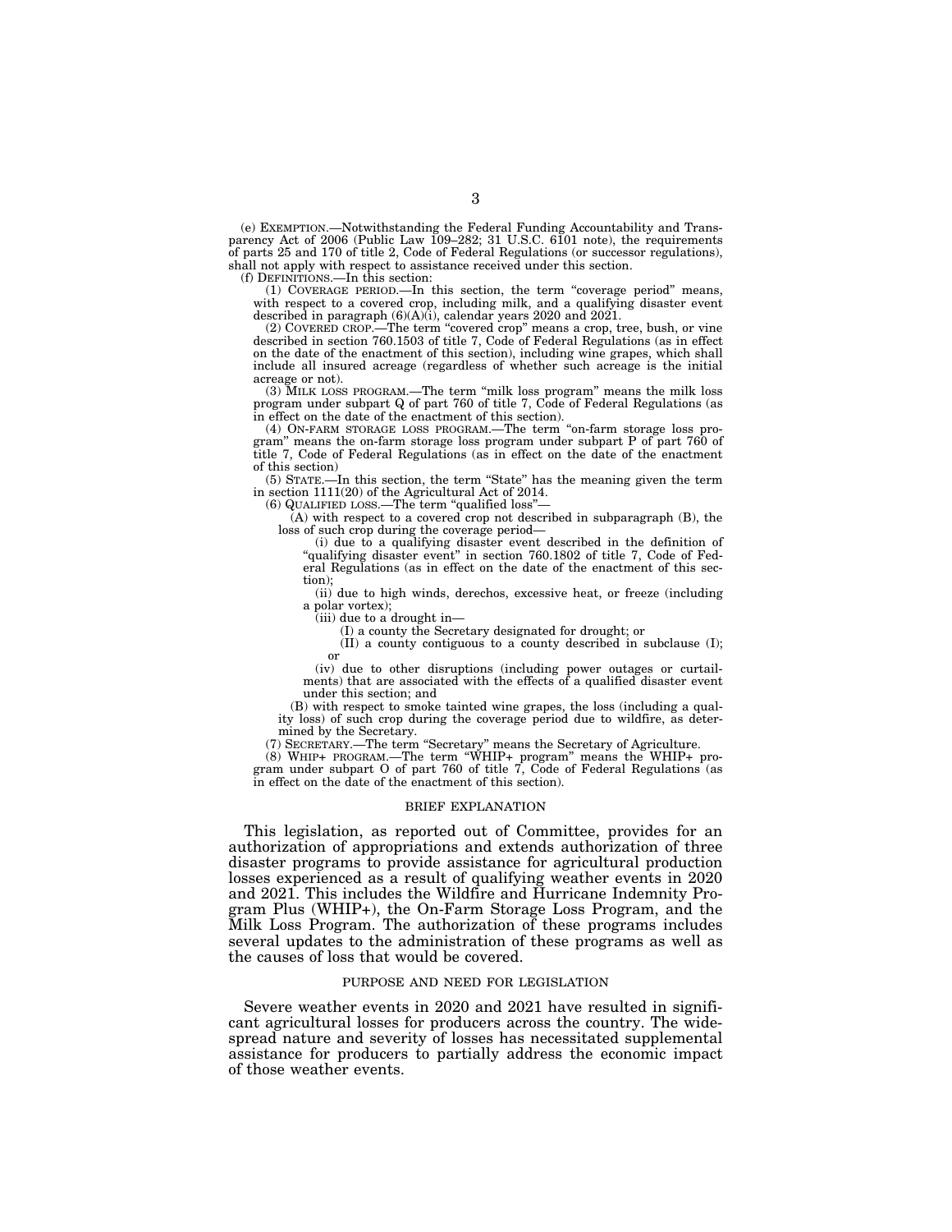(e) EXEMPTION.—Notwithstanding the Federal Funding Accountability and Transparency Act of 2006 (Public Law 109–282; 31 U.S.C. 6101 note), the requirements of parts 25 and 170 of title 2, Code of Federal Regulations (or successor regulations), shall not apply with respect to assistance received under this section.

(f) DEFINITIONS.—In this section:

(1) COVERAGE PERIOD.—In this section, the term "coverage period" means, with respect to a covered crop, including milk, and a qualifying disaster event described in paragraph (6)(A)(i), calendar years 2020 and 2021.

(2) COVERED CROP.—The term "covered crop" means a crop, tree, bush, or vine described in section 760.1503 of title 7, Code of Federal Regulations (as in effect on the date of the enactment of this section), including wine grapes, which shall include all insured acreage (regardless of whether such acreage is the initial acreage or not).

(3) MILK LOSS PROGRAM.—The term "milk loss program" means the milk loss program under subpart Q of part 760 of title 7, Code of Federal Regulations (as in effect on the date of the enactment of this section).

(4) ON-FARM STORAGE LOSS PROGRAM.—The term "on-farm storage loss program" means the on-farm storage loss program under subpart P of part 760 of title 7, Code of Federal Regulations (as in effect on the date of the enactment of this section)

(5) STATE.—In this section, the term "State" has the meaning given the term in section 1111(20) of the Agricultural Act of 2014.

(6) QUALIFIED LOSS.—The term "qualified loss"—

(A) with respect to a covered crop not described in subparagraph (B), the loss of such crop during the coverage period—

(i) due to a qualifying disaster event described in the definition of "qualifying disaster event" in section 760.1802 of title 7, Code of Federal Regulations (as in effect on the date of the enactment of this section);

(ii) due to high winds, derechos, excessive heat, or freeze (including a polar vortex);

(iii) due to a drought in—

(I) a county the Secretary designated for drought; or

(II) a county contiguous to a county described in subclause (I); or

(iv) due to other disruptions (including power outages or curtailments) that are associated with the effects of a qualified disaster event under this section; and

(B) with respect to smoke tainted wine grapes, the loss (including a quality loss) of such crop during the coverage period due to wildfire, as determined by the Secretary.

(7) SECRETARY.—The term "Secretary" means the Secretary of Agriculture.

(8) WHIP+ PROGRAM.—The term "WHIP+ program" means the WHIP+ program under subpart O of part 760 of title 7, Code of Federal Regulations (as in effect on the date of the enactment of this section).

## BRIEF EXPLANATION

This legislation, as reported out of Committee, provides for an authorization of appropriations and extends authorization of three disaster programs to provide assistance for agricultural production losses experienced as a result of qualifying weather events in 2020 and 2021. This includes the Wildfire and Hurricane Indemnity Program Plus (WHIP+), the On-Farm Storage Loss Program, and the Milk Loss Program. The authorization of these programs includes several updates to the administration of these programs as well as the causes of loss that would be covered.

## PURPOSE AND NEED FOR LEGISLATION

Severe weather events in 2020 and 2021 have resulted in significant agricultural losses for producers across the country. The widespread nature and severity of losses has necessitated supplemental assistance for producers to partially address the economic impact of those weather events.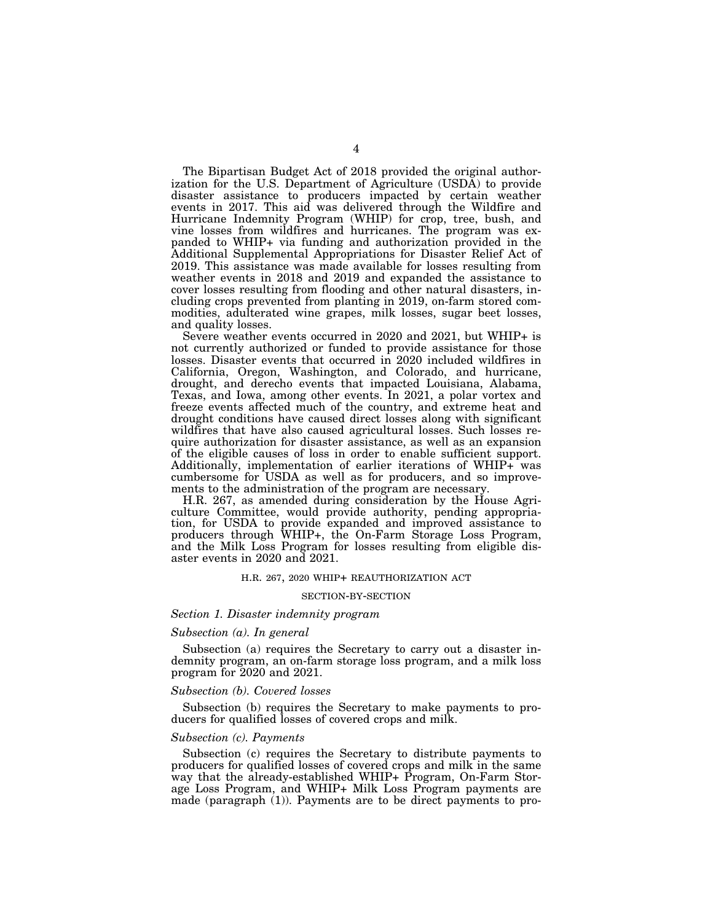The Bipartisan Budget Act of 2018 provided the original authorization for the U.S. Department of Agriculture (USDA) to provide disaster assistance to producers impacted by certain weather events in 2017. This aid was delivered through the Wildfire and Hurricane Indemnity Program (WHIP) for crop, tree, bush, and vine losses from wildfires and hurricanes. The program was expanded to WHIP+ via funding and authorization provided in the Additional Supplemental Appropriations for Disaster Relief Act of 2019. This assistance was made available for losses resulting from weather events in 2018 and 2019 and expanded the assistance to cover losses resulting from flooding and other natural disasters, including crops prevented from planting in 2019, on-farm stored commodities, adulterated wine grapes, milk losses, sugar beet losses, and quality losses.

Severe weather events occurred in 2020 and 2021, but WHIP+ is not currently authorized or funded to provide assistance for those losses. Disaster events that occurred in 2020 included wildfires in California, Oregon, Washington, and Colorado, and hurricane, drought, and derecho events that impacted Louisiana, Alabama, Texas, and Iowa, among other events. In 2021, a polar vortex and freeze events affected much of the country, and extreme heat and drought conditions have caused direct losses along with significant wildfires that have also caused agricultural losses. Such losses require authorization for disaster assistance, as well as an expansion of the eligible causes of loss in order to enable sufficient support. Additionally, implementation of earlier iterations of WHIP+ was cumbersome for USDA as well as for producers, and so improvements to the administration of the program are necessary.

H.R. 267, as amended during consideration by the House Agriculture Committee, would provide authority, pending appropriation, for USDA to provide expanded and improved assistance to producers through WHIP+, the On-Farm Storage Loss Program, and the Milk Loss Program for losses resulting from eligible disaster events in 2020 and 2021.

## H.R. 267, 2020 WHIP+ REAUTHORIZATION ACT

### SECTION-BY-SECTION

*Section 1. Disaster indemnity program*

*Subsection (a). In general*

Subsection (a) requires the Secretary to carry out a disaster indemnity program, an on-farm storage loss program, and a milk loss program for 2020 and 2021.

*Subsection (b). Covered losses*

Subsection (b) requires the Secretary to make payments to producers for qualified losses of covered crops and milk.

*Subsection (c). Payments*

Subsection (c) requires the Secretary to distribute payments to producers for qualified losses of covered crops and milk in the same way that the already-established WHIP+ Program, On-Farm Storage Loss Program, and WHIP+ Milk Loss Program payments are made (paragraph (1)). Payments are to be direct payments to pro-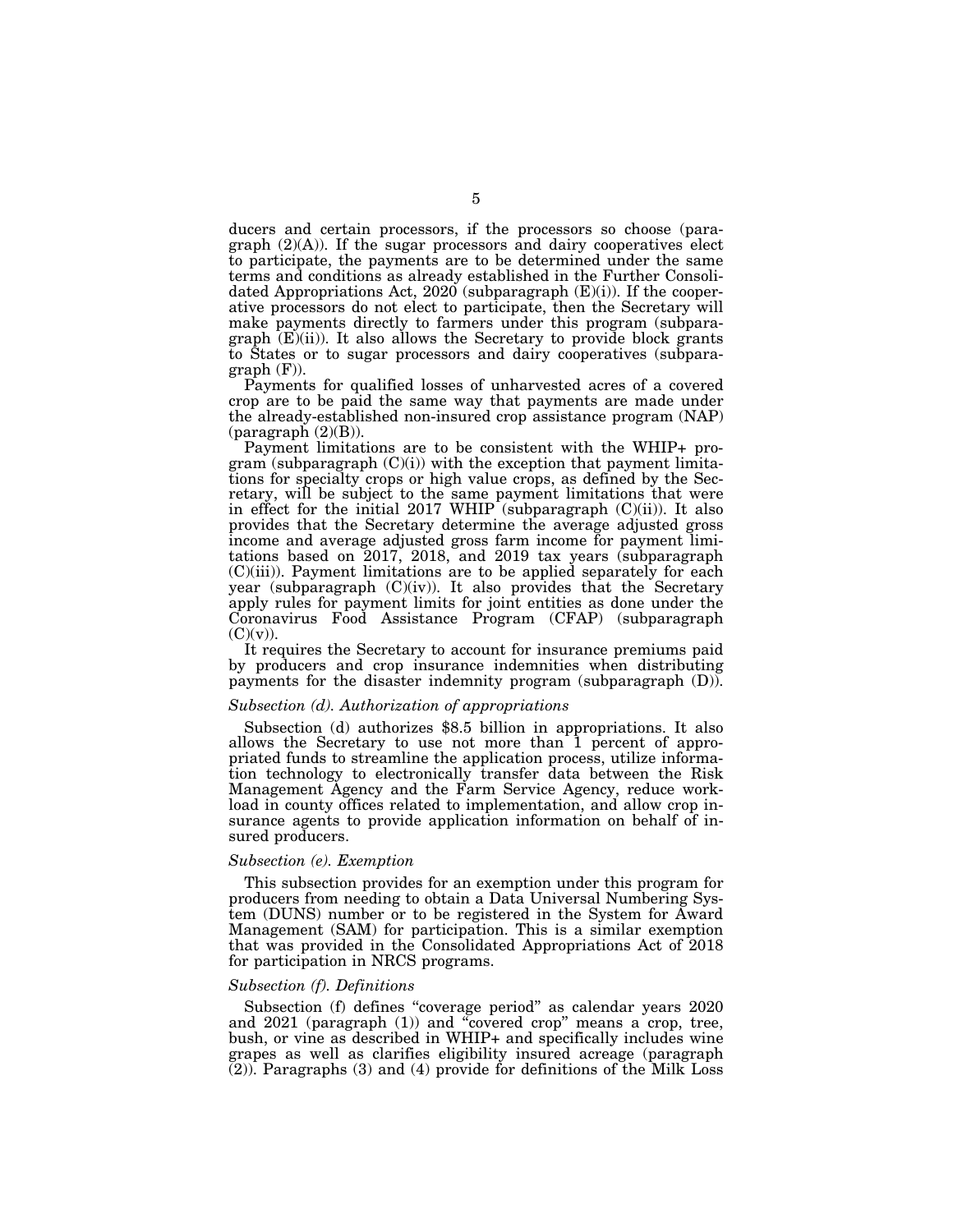ducers and certain processors, if the processors so choose (paragraph (2)(A)). If the sugar processors and dairy cooperatives elect to participate, the payments are to be determined under the same terms and conditions as already established in the Further Consolidated Appropriations Act, 2020 (subparagraph (E)(i)). If the cooperative processors do not elect to participate, then the Secretary will make payments directly to farmers under this program (subparagraph (E)(ii)). It also allows the Secretary to provide block grants to States or to sugar processors and dairy cooperatives (subparagraph (F)).

Payments for qualified losses of unharvested acres of a covered crop are to be paid the same way that payments are made under the already-established non-insured crop assistance program (NAP) (paragraph (2)(B)).

Payment limitations are to be consistent with the WHIP+ program (subparagraph (C)(i)) with the exception that payment limitations for specialty crops or high value crops, as defined by the Secretary, will be subject to the same payment limitations that were in effect for the initial 2017 WHIP (subparagraph (C)(ii)). It also provides that the Secretary determine the average adjusted gross income and average adjusted gross farm income for payment limitations based on 2017, 2018, and 2019 tax years (subparagraph (C)(iii)). Payment limitations are to be applied separately for each year (subparagraph (C)(iv)). It also provides that the Secretary apply rules for payment limits for joint entities as done under the Coronavirus Food Assistance Program (CFAP) (subparagraph (C)(v)).

It requires the Secretary to account for insurance premiums paid by producers and crop insurance indemnities when distributing payments for the disaster indemnity program (subparagraph (D)).

*Subsection (d). Authorization of appropriations*

Subsection (d) authorizes $8.5 billion in appropriations. It also allows the Secretary to use not more than 1 percent of appropriated funds to streamline the application process, utilize information technology to electronically transfer data between the Risk Management Agency and the Farm Service Agency, reduce workload in county offices related to implementation, and allow crop insurance agents to provide application information on behalf of insured producers.

*Subsection (e). Exemption*

This subsection provides for an exemption under this program for producers from needing to obtain a Data Universal Numbering System (DUNS) number or to be registered in the System for Award Management (SAM) for participation. This is a similar exemption that was provided in the Consolidated Appropriations Act of 2018 for participation in NRCS programs.

*Subsection (f). Definitions*

Subsection (f) defines "coverage period" as calendar years 2020 and 2021 (paragraph (1)) and "covered crop" means a crop, tree, bush, or vine as described in WHIP+ and specifically includes wine grapes as well as clarifies eligibility insured acreage (paragraph (2)). Paragraphs (3) and (4) provide for definitions of the Milk Loss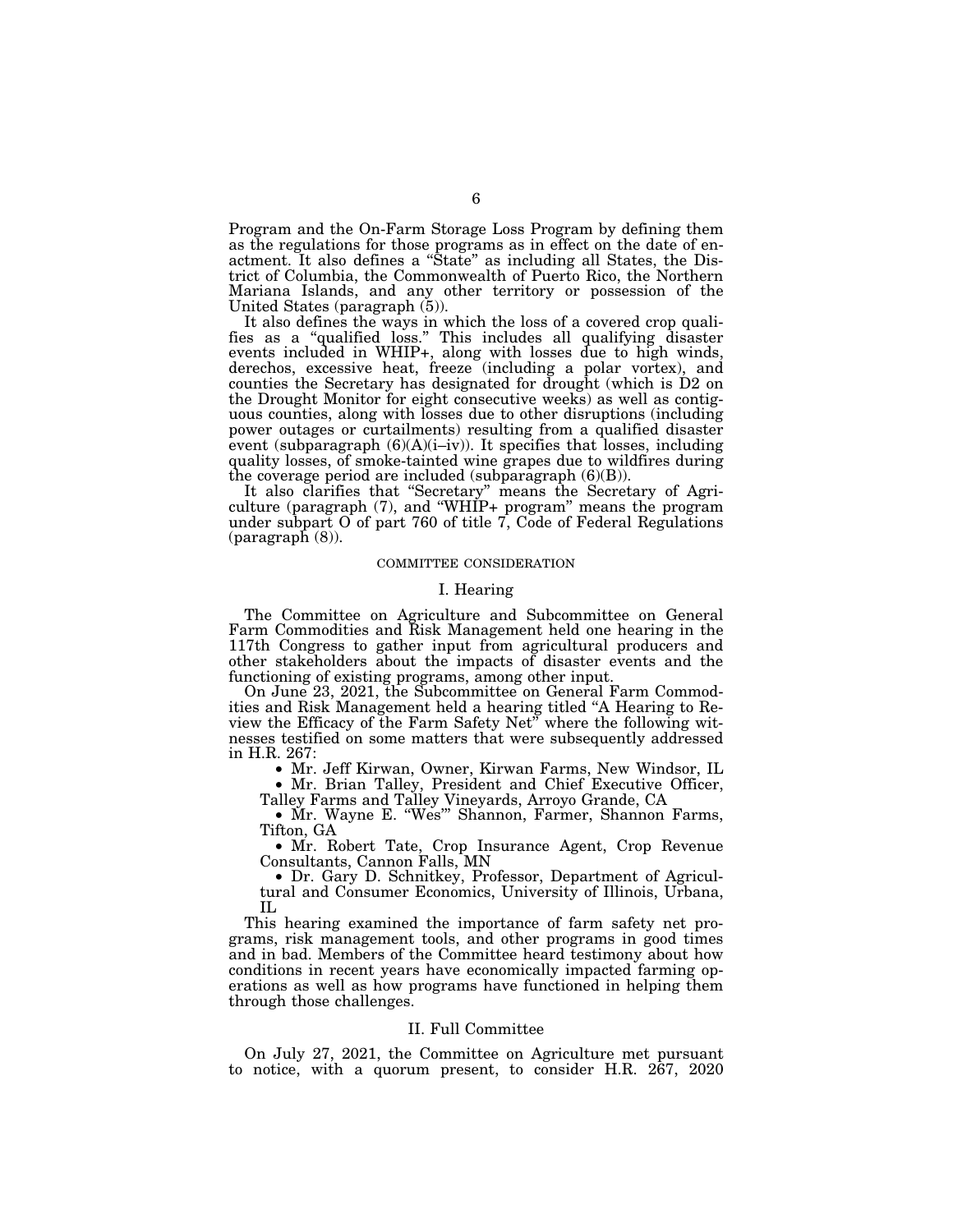Program and the On-Farm Storage Loss Program by defining them as the regulations for those programs as in effect on the date of enactment. It also defines a "State" as including all States, the District of Columbia, the Commonwealth of Puerto Rico, the Northern Mariana Islands, and any other territory or possession of the United States (paragraph (5)).

It also defines the ways in which the loss of a covered crop qualifies as a "qualified loss." This includes all qualifying disaster events included in WHIP+, along with losses due to high winds, derechos, excessive heat, freeze (including a polar vortex), and counties the Secretary has designated for drought (which is D2 on the Drought Monitor for eight consecutive weeks) as well as contiguous counties, along with losses due to other disruptions (including power outages or curtailments) resulting from a qualified disaster event (subparagraph (6)(A)(i–iv)). It specifies that losses, including quality losses, of smoke-tainted wine grapes due to wildfires during the coverage period are included (subparagraph (6)(B)).

It also clarifies that "Secretary" means the Secretary of Agriculture (paragraph (7), and "WHIP+ program" means the program under subpart O of part 760 of title 7, Code of Federal Regulations (paragraph (8)).

## COMMITTEE CONSIDERATION

### I. Hearing

The Committee on Agriculture and Subcommittee on General Farm Commodities and Risk Management held one hearing in the 117th Congress to gather input from agricultural producers and other stakeholders about the impacts of disaster events and the functioning of existing programs, among other input.

On June 23, 2021, the Subcommittee on General Farm Commodities and Risk Management held a hearing titled "A Hearing to Review the Efficacy of the Farm Safety Net" where the following witnesses testified on some matters that were subsequently addressed in H.R. 267:

- Mr. Jeff Kirwan, Owner, Kirwan Farms, New Windsor, IL
- Mr. Brian Talley, President and Chief Executive Officer, Talley Farms and Talley Vineyards, Arroyo Grande, CA
- Mr. Wayne E. "Wes'" Shannon, Farmer, Shannon Farms, Tifton, GA
- Mr. Robert Tate, Crop Insurance Agent, Crop Revenue Consultants, Cannon Falls, MN
- Dr. Gary D. Schnitkey, Professor, Department of Agricultural and Consumer Economics, University of Illinois, Urbana, IL

This hearing examined the importance of farm safety net programs, risk management tools, and other programs in good times and in bad. Members of the Committee heard testimony about how conditions in recent years have economically impacted farming operations as well as how programs have functioned in helping them through those challenges.

### II. Full Committee

On July 27, 2021, the Committee on Agriculture met pursuant to notice, with a quorum present, to consider H.R. 267, 2020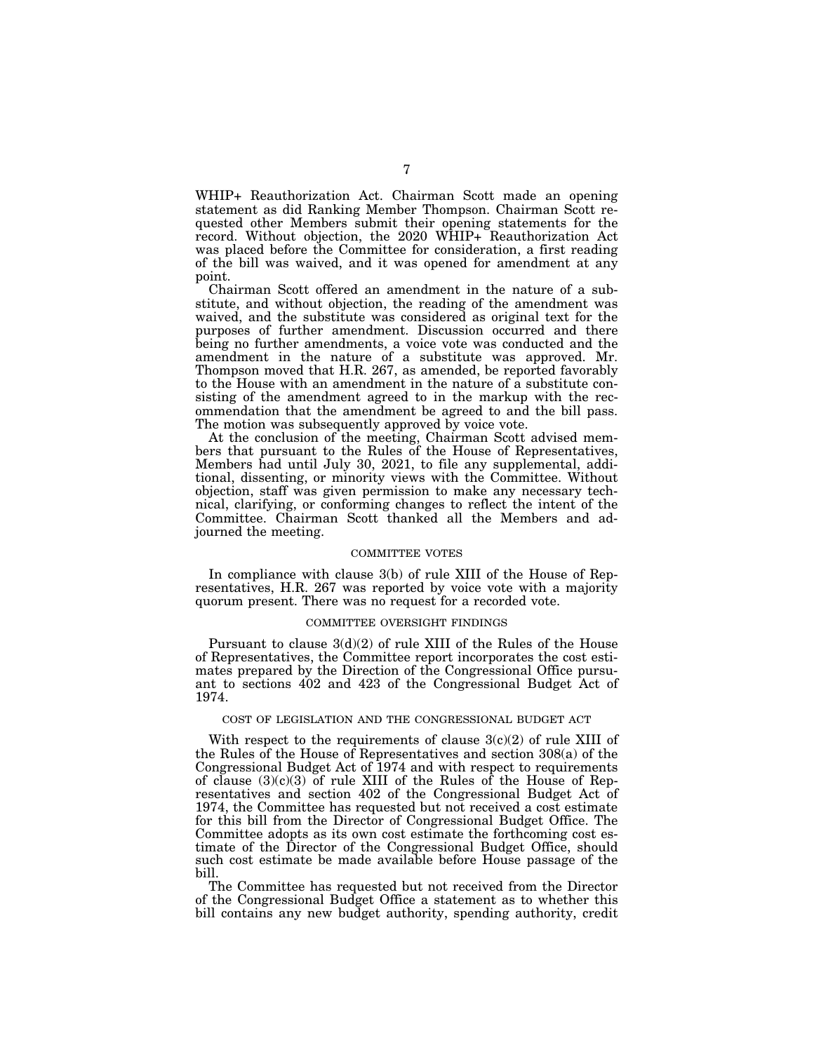WHIP+ Reauthorization Act. Chairman Scott made an opening statement as did Ranking Member Thompson. Chairman Scott requested other Members submit their opening statements for the record. Without objection, the 2020 WHIP+ Reauthorization Act was placed before the Committee for consideration, a first reading of the bill was waived, and it was opened for amendment at any point.

Chairman Scott offered an amendment in the nature of a substitute, and without objection, the reading of the amendment was waived, and the substitute was considered as original text for the purposes of further amendment. Discussion occurred and there being no further amendments, a voice vote was conducted and the amendment in the nature of a substitute was approved. Mr. Thompson moved that H.R. 267, as amended, be reported favorably to the House with an amendment in the nature of a substitute consisting of the amendment agreed to in the markup with the recommendation that the amendment be agreed to and the bill pass. The motion was subsequently approved by voice vote.

At the conclusion of the meeting, Chairman Scott advised members that pursuant to the Rules of the House of Representatives, Members had until July 30, 2021, to file any supplemental, additional, dissenting, or minority views with the Committee. Without objection, staff was given permission to make any necessary technical, clarifying, or conforming changes to reflect the intent of the Committee. Chairman Scott thanked all the Members and adjourned the meeting.

## COMMITTEE VOTES

In compliance with clause 3(b) of rule XIII of the House of Representatives, H.R. 267 was reported by voice vote with a majority quorum present. There was no request for a recorded vote.

## COMMITTEE OVERSIGHT FINDINGS

Pursuant to clause 3(d)(2) of rule XIII of the Rules of the House of Representatives, the Committee report incorporates the cost estimates prepared by the Direction of the Congressional Office pursuant to sections 402 and 423 of the Congressional Budget Act of 1974.

## COST OF LEGISLATION AND THE CONGRESSIONAL BUDGET ACT

With respect to the requirements of clause 3(c)(2) of rule XIII of the Rules of the House of Representatives and section 308(a) of the Congressional Budget Act of 1974 and with respect to requirements of clause (3)(c)(3) of rule XIII of the Rules of the House of Representatives and section 402 of the Congressional Budget Act of 1974, the Committee has requested but not received a cost estimate for this bill from the Director of Congressional Budget Office. The Committee adopts as its own cost estimate the forthcoming cost estimate of the Director of the Congressional Budget Office, should such cost estimate be made available before House passage of the bill.

The Committee has requested but not received from the Director of the Congressional Budget Office a statement as to whether this bill contains any new budget authority, spending authority, credit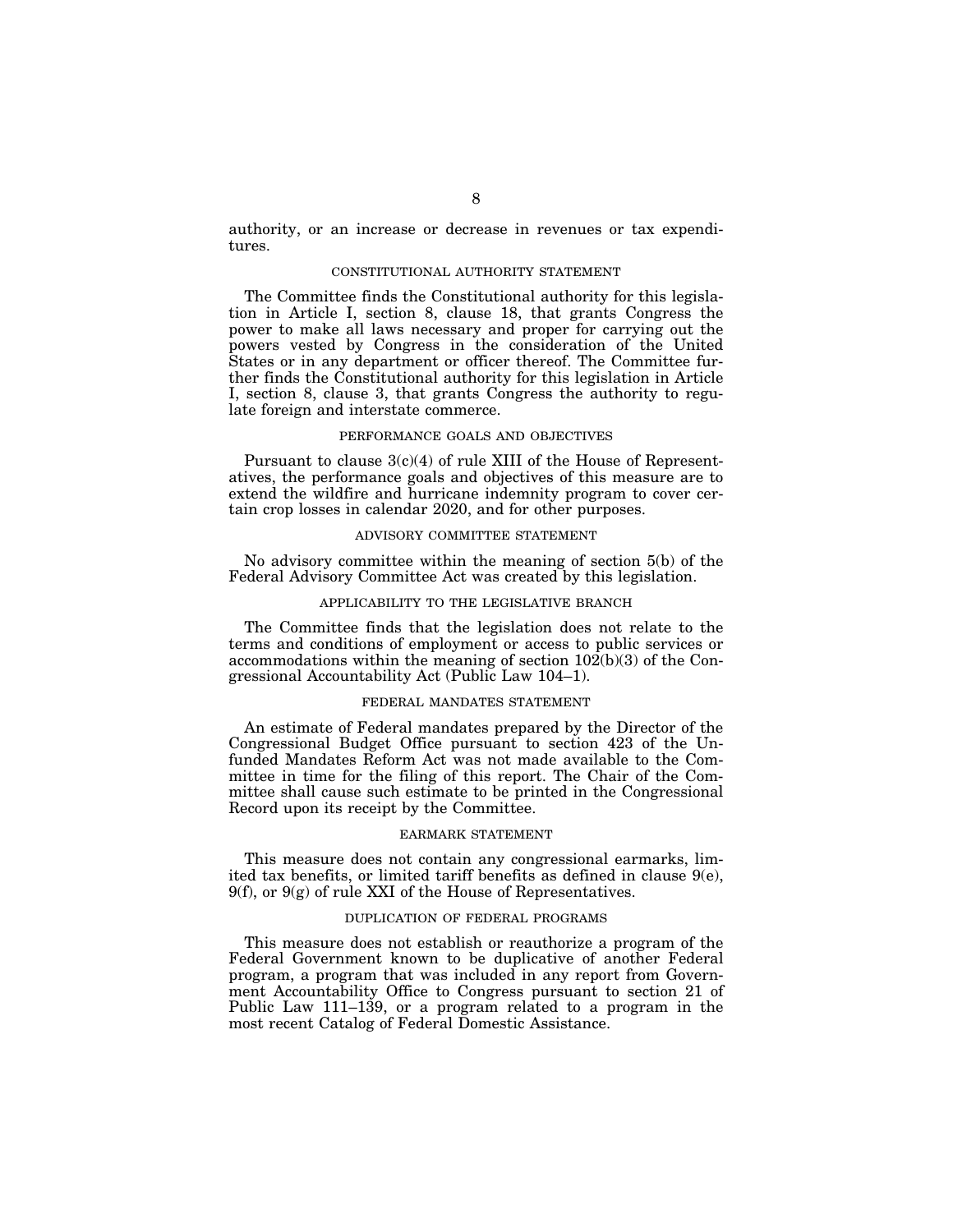authority, or an increase or decrease in revenues or tax expenditures.

## CONSTITUTIONAL AUTHORITY STATEMENT

The Committee finds the Constitutional authority for this legislation in Article I, section 8, clause 18, that grants Congress the power to make all laws necessary and proper for carrying out the powers vested by Congress in the consideration of the United States or in any department or officer thereof. The Committee further finds the Constitutional authority for this legislation in Article I, section 8, clause 3, that grants Congress the authority to regulate foreign and interstate commerce.

## PERFORMANCE GOALS AND OBJECTIVES

Pursuant to clause 3(c)(4) of rule XIII of the House of Representatives, the performance goals and objectives of this measure are to extend the wildfire and hurricane indemnity program to cover certain crop losses in calendar 2020, and for other purposes.

## ADVISORY COMMITTEE STATEMENT

No advisory committee within the meaning of section 5(b) of the Federal Advisory Committee Act was created by this legislation.

## APPLICABILITY TO THE LEGISLATIVE BRANCH

The Committee finds that the legislation does not relate to the terms and conditions of employment or access to public services or accommodations within the meaning of section 102(b)(3) of the Congressional Accountability Act (Public Law 104–1).

## FEDERAL MANDATES STATEMENT

An estimate of Federal mandates prepared by the Director of the Congressional Budget Office pursuant to section 423 of the Unfunded Mandates Reform Act was not made available to the Committee in time for the filing of this report. The Chair of the Committee shall cause such estimate to be printed in the Congressional Record upon its receipt by the Committee.

## EARMARK STATEMENT

This measure does not contain any congressional earmarks, limited tax benefits, or limited tariff benefits as defined in clause 9(e), 9(f), or 9(g) of rule XXI of the House of Representatives.

## DUPLICATION OF FEDERAL PROGRAMS

This measure does not establish or reauthorize a program of the Federal Government known to be duplicative of another Federal program, a program that was included in any report from Government Accountability Office to Congress pursuant to section 21 of Public Law 111–139, or a program related to a program in the most recent Catalog of Federal Domestic Assistance.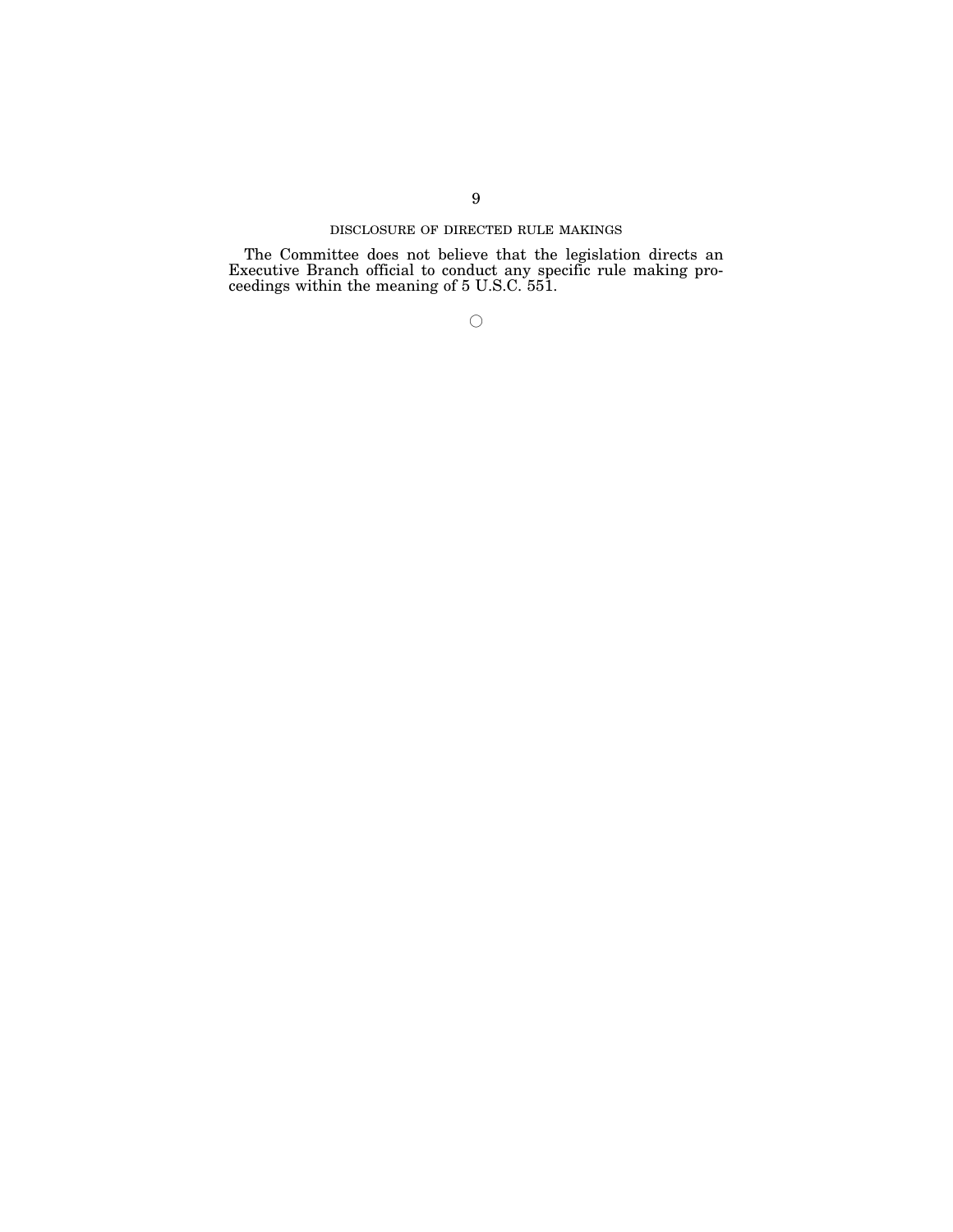## DISCLOSURE OF DIRECTED RULE MAKINGS

The Committee does not believe that the legislation directs an Executive Branch official to conduct any specific rule making proceedings within the meaning of 5 U.S.C. 551.

○